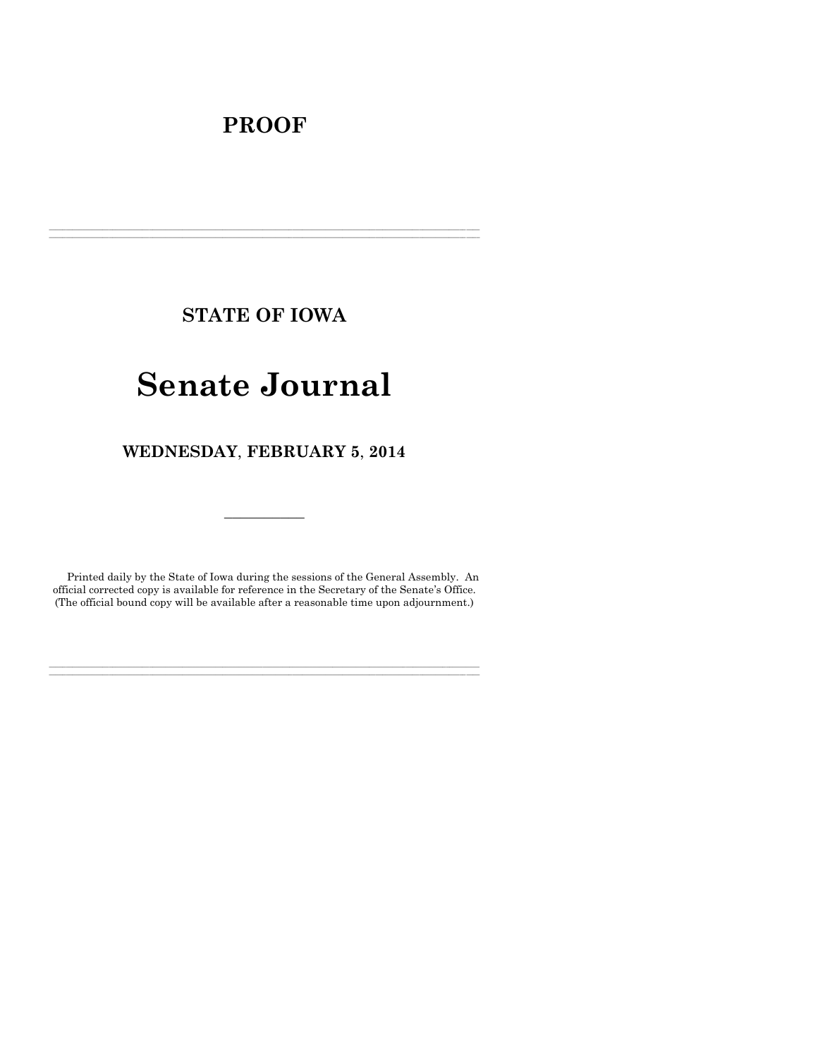# PROOF

---

## STATE OF IOWA

# Senate Journal

## WEDNESDAY, FEBRUARY 5, 2014

---

Printed daily by the State of Iowa during the sessions of the General Assembly. An official corrected copy is available for reference in the Secretary of the Senate's Office. (The official bound copy will be available after a reasonable time upon adjournment.)

---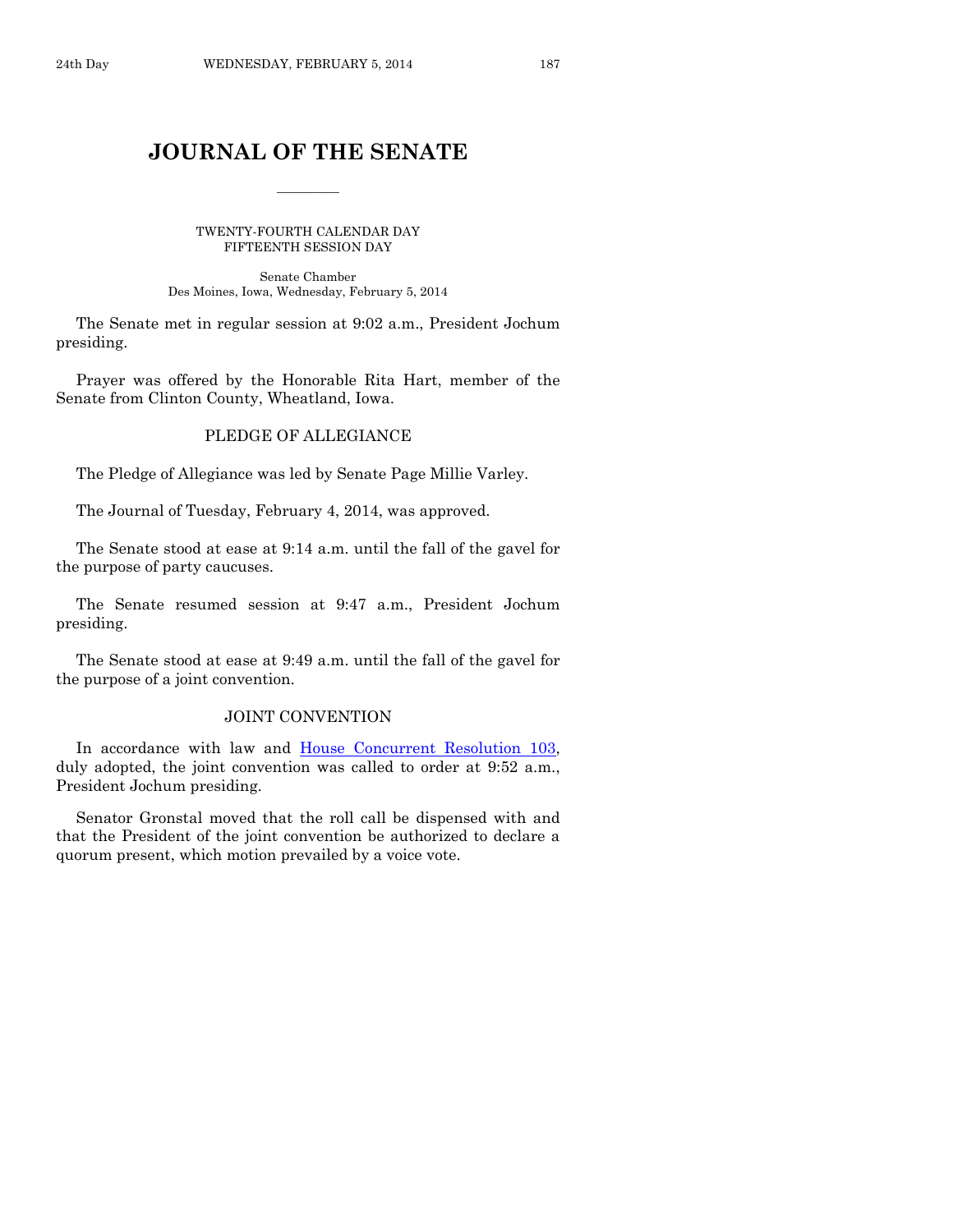# JOURNAL OF THE SENATE

TWENTY-FOURTH CALENDAR DAY
FIFTEENTH SESSION DAY

Senate Chamber
Des Moines, Iowa, Wednesday, February 5, 2014

The Senate met in regular session at 9:02 a.m., President Jochum presiding.

Prayer was offered by the Honorable Rita Hart, member of the Senate from Clinton County, Wheatland, Iowa.

## PLEDGE OF ALLEGIANCE

The Pledge of Allegiance was led by Senate Page Millie Varley.

The Journal of Tuesday, February 4, 2014, was approved.

The Senate stood at ease at 9:14 a.m. until the fall of the gavel for the purpose of party caucuses.

The Senate resumed session at 9:47 a.m., President Jochum presiding.

The Senate stood at ease at 9:49 a.m. until the fall of the gavel for the purpose of a joint convention.

## JOINT CONVENTION

In accordance with law and House Concurrent Resolution 103, duly adopted, the joint convention was called to order at 9:52 a.m., President Jochum presiding.

Senator Gronstal moved that the roll call be dispensed with and that the President of the joint convention be authorized to declare a quorum present, which motion prevailed by a voice vote.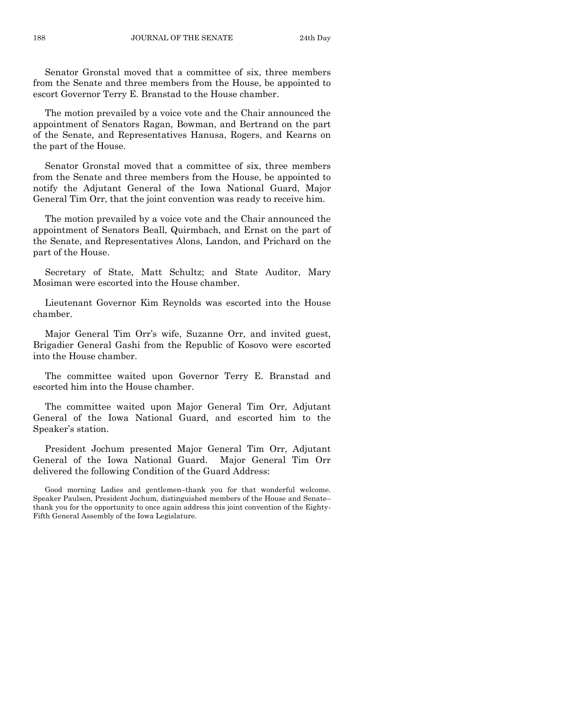Senator Gronstal moved that a committee of six, three members from the Senate and three members from the House, be appointed to escort Governor Terry E. Branstad to the House chamber.

The motion prevailed by a voice vote and the Chair announced the appointment of Senators Ragan, Bowman, and Bertrand on the part of the Senate, and Representatives Hanusa, Rogers, and Kearns on the part of the House.

Senator Gronstal moved that a committee of six, three members from the Senate and three members from the House, be appointed to notify the Adjutant General of the Iowa National Guard, Major General Tim Orr, that the joint convention was ready to receive him.

The motion prevailed by a voice vote and the Chair announced the appointment of Senators Beall, Quirmbach, and Ernst on the part of the Senate, and Representatives Alons, Landon, and Prichard on the part of the House.

Secretary of State, Matt Schultz; and State Auditor, Mary Mosiman were escorted into the House chamber.

Lieutenant Governor Kim Reynolds was escorted into the House chamber.

Major General Tim Orr's wife, Suzanne Orr, and invited guest, Brigadier General Gashi from the Republic of Kosovo were escorted into the House chamber.

The committee waited upon Governor Terry E. Branstad and escorted him into the House chamber.

The committee waited upon Major General Tim Orr, Adjutant General of the Iowa National Guard, and escorted him to the Speaker's station.

President Jochum presented Major General Tim Orr, Adjutant General of the Iowa National Guard. Major General Tim Orr delivered the following Condition of the Guard Address:

Good morning Ladies and gentlemen–thank you for that wonderful welcome. Speaker Paulsen, President Jochum, distinguished members of the House and Senate–thank you for the opportunity to once again address this joint convention of the Eighty-Fifth General Assembly of the Iowa Legislature.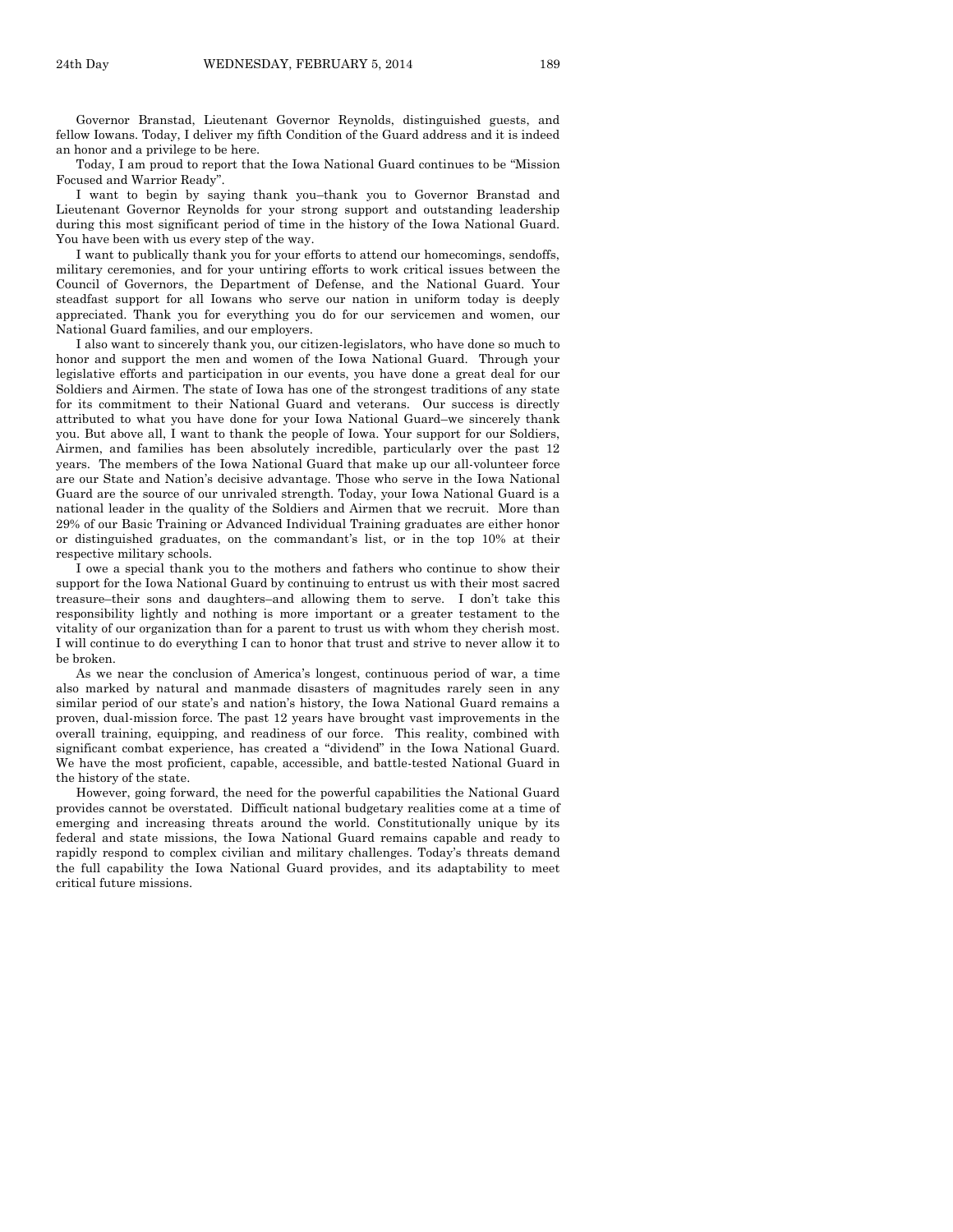Governor Branstad, Lieutenant Governor Reynolds, distinguished guests, and fellow Iowans. Today, I deliver my fifth Condition of the Guard address and it is indeed an honor and a privilege to be here.

Today, I am proud to report that the Iowa National Guard continues to be "Mission Focused and Warrior Ready".

I want to begin by saying thank you–thank you to Governor Branstad and Lieutenant Governor Reynolds for your strong support and outstanding leadership during this most significant period of time in the history of the Iowa National Guard. You have been with us every step of the way.

I want to publically thank you for your efforts to attend our homecomings, sendoffs, military ceremonies, and for your untiring efforts to work critical issues between the Council of Governors, the Department of Defense, and the National Guard. Your steadfast support for all Iowans who serve our nation in uniform today is deeply appreciated. Thank you for everything you do for our servicemen and women, our National Guard families, and our employers.

I also want to sincerely thank you, our citizen-legislators, who have done so much to honor and support the men and women of the Iowa National Guard. Through your legislative efforts and participation in our events, you have done a great deal for our Soldiers and Airmen. The state of Iowa has one of the strongest traditions of any state for its commitment to their National Guard and veterans. Our success is directly attributed to what you have done for your Iowa National Guard–we sincerely thank you. But above all, I want to thank the people of Iowa. Your support for our Soldiers, Airmen, and families has been absolutely incredible, particularly over the past 12 years. The members of the Iowa National Guard that make up our all-volunteer force are our State and Nation's decisive advantage. Those who serve in the Iowa National Guard are the source of our unrivaled strength. Today, your Iowa National Guard is a national leader in the quality of the Soldiers and Airmen that we recruit. More than 29% of our Basic Training or Advanced Individual Training graduates are either honor or distinguished graduates, on the commandant's list, or in the top 10% at their respective military schools.

I owe a special thank you to the mothers and fathers who continue to show their support for the Iowa National Guard by continuing to entrust us with their most sacred treasure–their sons and daughters–and allowing them to serve. I don't take this responsibility lightly and nothing is more important or a greater testament to the vitality of our organization than for a parent to trust us with whom they cherish most. I will continue to do everything I can to honor that trust and strive to never allow it to be broken.

As we near the conclusion of America's longest, continuous period of war, a time also marked by natural and manmade disasters of magnitudes rarely seen in any similar period of our state's and nation's history, the Iowa National Guard remains a proven, dual-mission force. The past 12 years have brought vast improvements in the overall training, equipping, and readiness of our force. This reality, combined with significant combat experience, has created a "dividend" in the Iowa National Guard. We have the most proficient, capable, accessible, and battle-tested National Guard in the history of the state.

However, going forward, the need for the powerful capabilities the National Guard provides cannot be overstated. Difficult national budgetary realities come at a time of emerging and increasing threats around the world. Constitutionally unique by its federal and state missions, the Iowa National Guard remains capable and ready to rapidly respond to complex civilian and military challenges. Today's threats demand the full capability the Iowa National Guard provides, and its adaptability to meet critical future missions.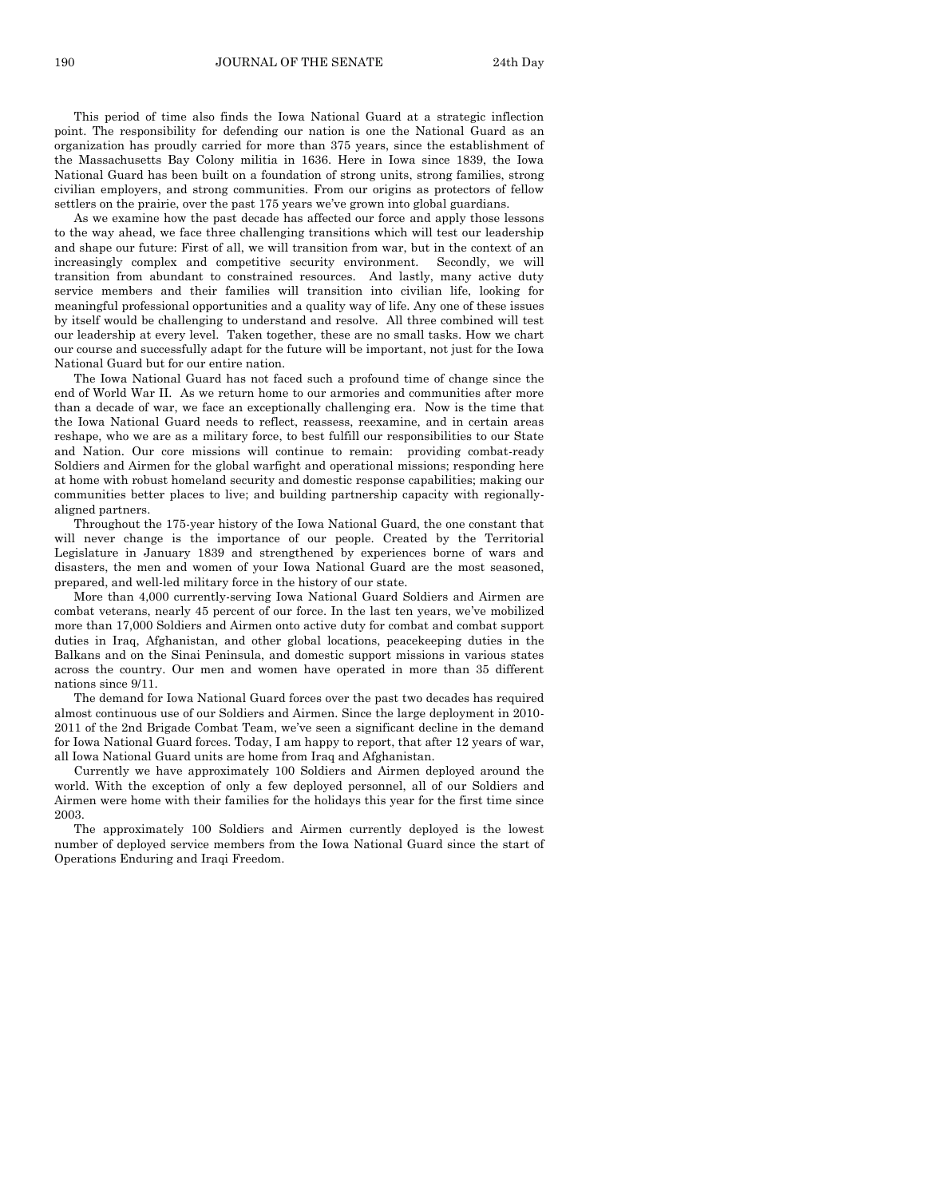This period of time also finds the Iowa National Guard at a strategic inflection point. The responsibility for defending our nation is one the National Guard as an organization has proudly carried for more than 375 years, since the establishment of the Massachusetts Bay Colony militia in 1636. Here in Iowa since 1839, the Iowa National Guard has been built on a foundation of strong units, strong families, strong civilian employers, and strong communities. From our origins as protectors of fellow settlers on the prairie, over the past 175 years we've grown into global guardians.

As we examine how the past decade has affected our force and apply those lessons to the way ahead, we face three challenging transitions which will test our leadership and shape our future: First of all, we will transition from war, but in the context of an increasingly complex and competitive security environment. Secondly, we will transition from abundant to constrained resources. And lastly, many active duty service members and their families will transition into civilian life, looking for meaningful professional opportunities and a quality way of life. Any one of these issues by itself would be challenging to understand and resolve. All three combined will test our leadership at every level. Taken together, these are no small tasks. How we chart our course and successfully adapt for the future will be important, not just for the Iowa National Guard but for our entire nation.

The Iowa National Guard has not faced such a profound time of change since the end of World War II. As we return home to our armories and communities after more than a decade of war, we face an exceptionally challenging era. Now is the time that the Iowa National Guard needs to reflect, reassess, reexamine, and in certain areas reshape, who we are as a military force, to best fulfill our responsibilities to our State and Nation. Our core missions will continue to remain: providing combat-ready Soldiers and Airmen for the global warfight and operational missions; responding here at home with robust homeland security and domestic response capabilities; making our communities better places to live; and building partnership capacity with regionally-aligned partners.

Throughout the 175-year history of the Iowa National Guard, the one constant that will never change is the importance of our people. Created by the Territorial Legislature in January 1839 and strengthened by experiences borne of wars and disasters, the men and women of your Iowa National Guard are the most seasoned, prepared, and well-led military force in the history of our state.

More than 4,000 currently-serving Iowa National Guard Soldiers and Airmen are combat veterans, nearly 45 percent of our force. In the last ten years, we've mobilized more than 17,000 Soldiers and Airmen onto active duty for combat and combat support duties in Iraq, Afghanistan, and other global locations, peacekeeping duties in the Balkans and on the Sinai Peninsula, and domestic support missions in various states across the country. Our men and women have operated in more than 35 different nations since 9/11.

The demand for Iowa National Guard forces over the past two decades has required almost continuous use of our Soldiers and Airmen. Since the large deployment in 2010-2011 of the 2nd Brigade Combat Team, we've seen a significant decline in the demand for Iowa National Guard forces. Today, I am happy to report, that after 12 years of war, all Iowa National Guard units are home from Iraq and Afghanistan.

Currently we have approximately 100 Soldiers and Airmen deployed around the world. With the exception of only a few deployed personnel, all of our Soldiers and Airmen were home with their families for the holidays this year for the first time since 2003.

The approximately 100 Soldiers and Airmen currently deployed is the lowest number of deployed service members from the Iowa National Guard since the start of Operations Enduring and Iraqi Freedom.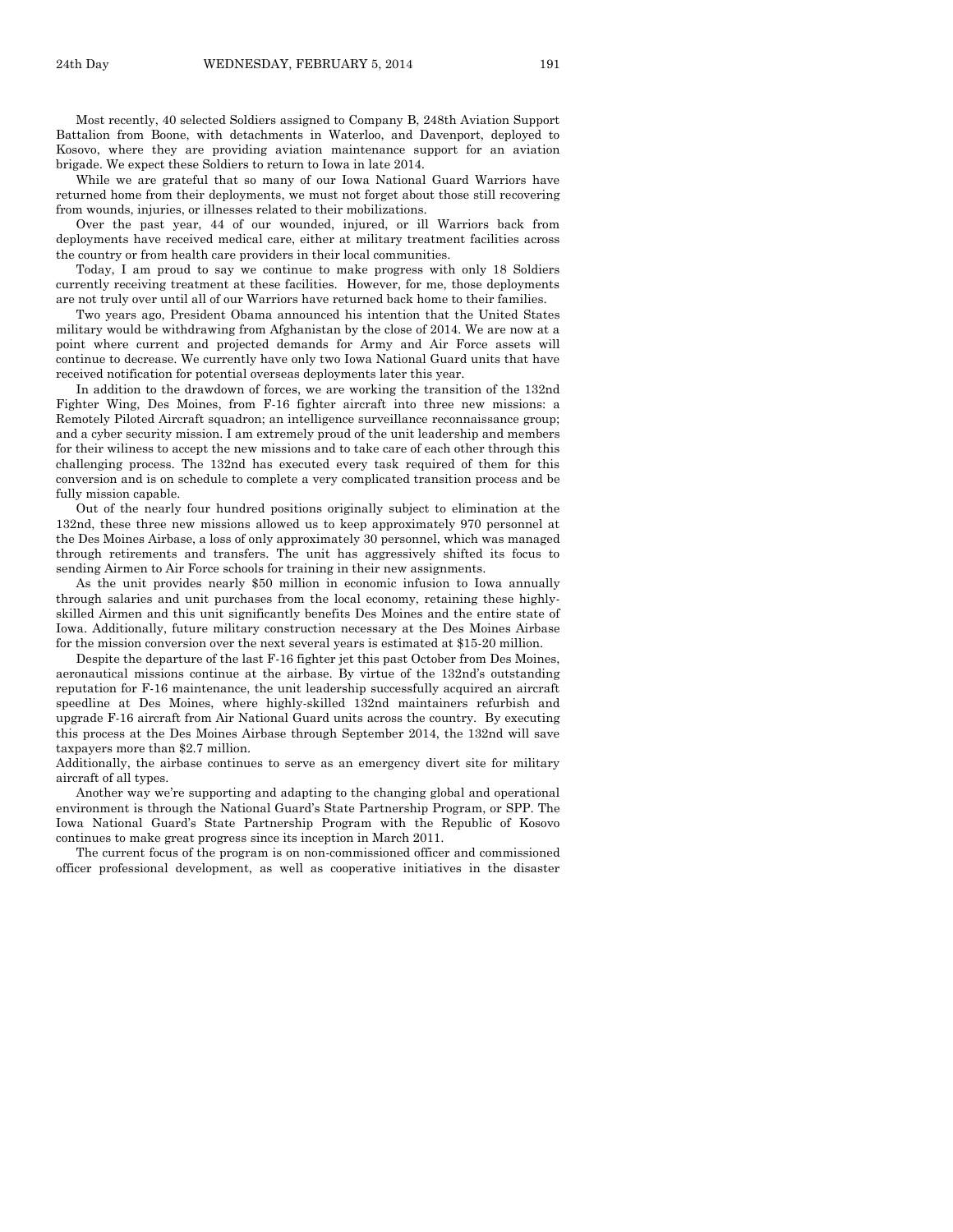Most recently, 40 selected Soldiers assigned to Company B, 248th Aviation Support Battalion from Boone, with detachments in Waterloo, and Davenport, deployed to Kosovo, where they are providing aviation maintenance support for an aviation brigade. We expect these Soldiers to return to Iowa in late 2014.

While we are grateful that so many of our Iowa National Guard Warriors have returned home from their deployments, we must not forget about those still recovering from wounds, injuries, or illnesses related to their mobilizations.

Over the past year, 44 of our wounded, injured, or ill Warriors back from deployments have received medical care, either at military treatment facilities across the country or from health care providers in their local communities.

Today, I am proud to say we continue to make progress with only 18 Soldiers currently receiving treatment at these facilities. However, for me, those deployments are not truly over until all of our Warriors have returned back home to their families.

Two years ago, President Obama announced his intention that the United States military would be withdrawing from Afghanistan by the close of 2014. We are now at a point where current and projected demands for Army and Air Force assets will continue to decrease. We currently have only two Iowa National Guard units that have received notification for potential overseas deployments later this year.

In addition to the drawdown of forces, we are working the transition of the 132nd Fighter Wing, Des Moines, from F-16 fighter aircraft into three new missions: a Remotely Piloted Aircraft squadron; an intelligence surveillance reconnaissance group; and a cyber security mission. I am extremely proud of the unit leadership and members for their wiliness to accept the new missions and to take care of each other through this challenging process. The 132nd has executed every task required of them for this conversion and is on schedule to complete a very complicated transition process and be fully mission capable.

Out of the nearly four hundred positions originally subject to elimination at the 132nd, these three new missions allowed us to keep approximately 970 personnel at the Des Moines Airbase, a loss of only approximately 30 personnel, which was managed through retirements and transfers. The unit has aggressively shifted its focus to sending Airmen to Air Force schools for training in their new assignments.

As the unit provides nearly $50 million in economic infusion to Iowa annually through salaries and unit purchases from the local economy, retaining these highly-skilled Airmen and this unit significantly benefits Des Moines and the entire state of Iowa. Additionally, future military construction necessary at the Des Moines Airbase for the mission conversion over the next several years is estimated at $15-20 million.

Despite the departure of the last F-16 fighter jet this past October from Des Moines, aeronautical missions continue at the airbase. By virtue of the 132nd's outstanding reputation for F-16 maintenance, the unit leadership successfully acquired an aircraft speedline at Des Moines, where highly-skilled 132nd maintainers refurbish and upgrade F-16 aircraft from Air National Guard units across the country. By executing this process at the Des Moines Airbase through September 2014, the 132nd will save taxpayers more than $2.7 million.

Additionally, the airbase continues to serve as an emergency divert site for military aircraft of all types.

Another way we're supporting and adapting to the changing global and operational environment is through the National Guard's State Partnership Program, or SPP. The Iowa National Guard's State Partnership Program with the Republic of Kosovo continues to make great progress since its inception in March 2011.

The current focus of the program is on non-commissioned officer and commissioned officer professional development, as well as cooperative initiatives in the disaster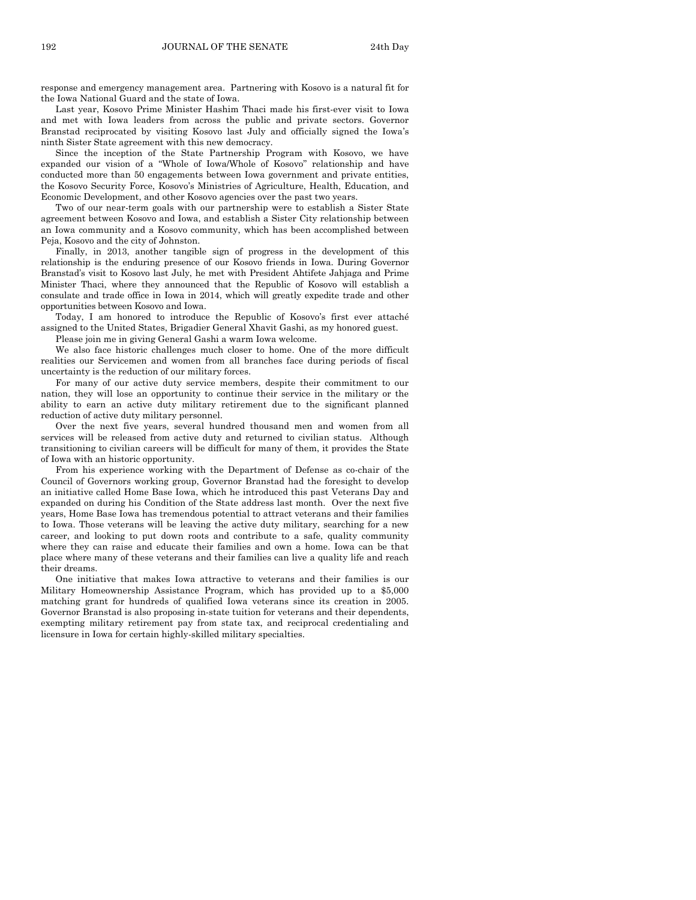response and emergency management area. Partnering with Kosovo is a natural fit for the Iowa National Guard and the state of Iowa.

Last year, Kosovo Prime Minister Hashim Thaci made his first-ever visit to Iowa and met with Iowa leaders from across the public and private sectors. Governor Branstad reciprocated by visiting Kosovo last July and officially signed the Iowa's ninth Sister State agreement with this new democracy.

Since the inception of the State Partnership Program with Kosovo, we have expanded our vision of a "Whole of Iowa/Whole of Kosovo" relationship and have conducted more than 50 engagements between Iowa government and private entities, the Kosovo Security Force, Kosovo's Ministries of Agriculture, Health, Education, and Economic Development, and other Kosovo agencies over the past two years.

Two of our near-term goals with our partnership were to establish a Sister State agreement between Kosovo and Iowa, and establish a Sister City relationship between an Iowa community and a Kosovo community, which has been accomplished between Peja, Kosovo and the city of Johnston.

Finally, in 2013, another tangible sign of progress in the development of this relationship is the enduring presence of our Kosovo friends in Iowa. During Governor Branstad's visit to Kosovo last July, he met with President Ahtifete Jahjaga and Prime Minister Thaci, where they announced that the Republic of Kosovo will establish a consulate and trade office in Iowa in 2014, which will greatly expedite trade and other opportunities between Kosovo and Iowa.

Today, I am honored to introduce the Republic of Kosovo's first ever attaché assigned to the United States, Brigadier General Xhavit Gashi, as my honored guest.

Please join me in giving General Gashi a warm Iowa welcome.

We also face historic challenges much closer to home. One of the more difficult realities our Servicemen and women from all branches face during periods of fiscal uncertainty is the reduction of our military forces.

For many of our active duty service members, despite their commitment to our nation, they will lose an opportunity to continue their service in the military or the ability to earn an active duty military retirement due to the significant planned reduction of active duty military personnel.

Over the next five years, several hundred thousand men and women from all services will be released from active duty and returned to civilian status. Although transitioning to civilian careers will be difficult for many of them, it provides the State of Iowa with an historic opportunity.

From his experience working with the Department of Defense as co-chair of the Council of Governors working group, Governor Branstad had the foresight to develop an initiative called Home Base Iowa, which he introduced this past Veterans Day and expanded on during his Condition of the State address last month. Over the next five years, Home Base Iowa has tremendous potential to attract veterans and their families to Iowa. Those veterans will be leaving the active duty military, searching for a new career, and looking to put down roots and contribute to a safe, quality community where they can raise and educate their families and own a home. Iowa can be that place where many of these veterans and their families can live a quality life and reach their dreams.

One initiative that makes Iowa attractive to veterans and their families is our Military Homeownership Assistance Program, which has provided up to a $5,000 matching grant for hundreds of qualified Iowa veterans since its creation in 2005. Governor Branstad is also proposing in-state tuition for veterans and their dependents, exempting military retirement pay from state tax, and reciprocal credentialing and licensure in Iowa for certain highly-skilled military specialties.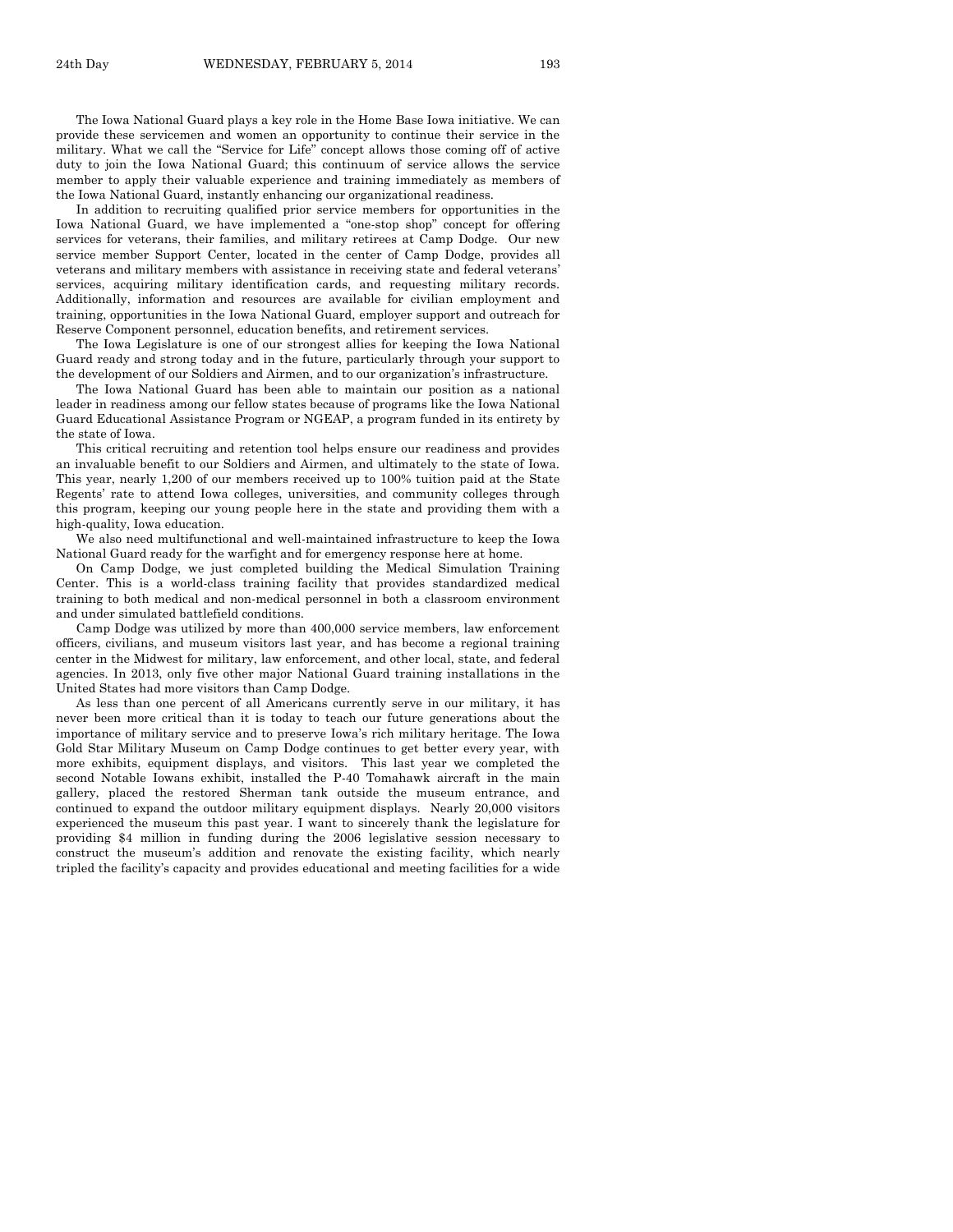The Iowa National Guard plays a key role in the Home Base Iowa initiative. We can provide these servicemen and women an opportunity to continue their service in the military. What we call the "Service for Life" concept allows those coming off of active duty to join the Iowa National Guard; this continuum of service allows the service member to apply their valuable experience and training immediately as members of the Iowa National Guard, instantly enhancing our organizational readiness.

In addition to recruiting qualified prior service members for opportunities in the Iowa National Guard, we have implemented a "one-stop shop" concept for offering services for veterans, their families, and military retirees at Camp Dodge. Our new service member Support Center, located in the center of Camp Dodge, provides all veterans and military members with assistance in receiving state and federal veterans' services, acquiring military identification cards, and requesting military records. Additionally, information and resources are available for civilian employment and training, opportunities in the Iowa National Guard, employer support and outreach for Reserve Component personnel, education benefits, and retirement services.

The Iowa Legislature is one of our strongest allies for keeping the Iowa National Guard ready and strong today and in the future, particularly through your support to the development of our Soldiers and Airmen, and to our organization's infrastructure.

The Iowa National Guard has been able to maintain our position as a national leader in readiness among our fellow states because of programs like the Iowa National Guard Educational Assistance Program or NGEAP, a program funded in its entirety by the state of Iowa.

This critical recruiting and retention tool helps ensure our readiness and provides an invaluable benefit to our Soldiers and Airmen, and ultimately to the state of Iowa. This year, nearly 1,200 of our members received up to 100% tuition paid at the State Regents' rate to attend Iowa colleges, universities, and community colleges through this program, keeping our young people here in the state and providing them with a high-quality, Iowa education.

We also need multifunctional and well-maintained infrastructure to keep the Iowa National Guard ready for the warfight and for emergency response here at home.

On Camp Dodge, we just completed building the Medical Simulation Training Center. This is a world-class training facility that provides standardized medical training to both medical and non-medical personnel in both a classroom environment and under simulated battlefield conditions.

Camp Dodge was utilized by more than 400,000 service members, law enforcement officers, civilians, and museum visitors last year, and has become a regional training center in the Midwest for military, law enforcement, and other local, state, and federal agencies. In 2013, only five other major National Guard training installations in the United States had more visitors than Camp Dodge.

As less than one percent of all Americans currently serve in our military, it has never been more critical than it is today to teach our future generations about the importance of military service and to preserve Iowa's rich military heritage. The Iowa Gold Star Military Museum on Camp Dodge continues to get better every year, with more exhibits, equipment displays, and visitors. This last year we completed the second Notable Iowans exhibit, installed the P-40 Tomahawk aircraft in the main gallery, placed the restored Sherman tank outside the museum entrance, and continued to expand the outdoor military equipment displays. Nearly 20,000 visitors experienced the museum this past year. I want to sincerely thank the legislature for providing $4 million in funding during the 2006 legislative session necessary to construct the museum's addition and renovate the existing facility, which nearly tripled the facility's capacity and provides educational and meeting facilities for a wide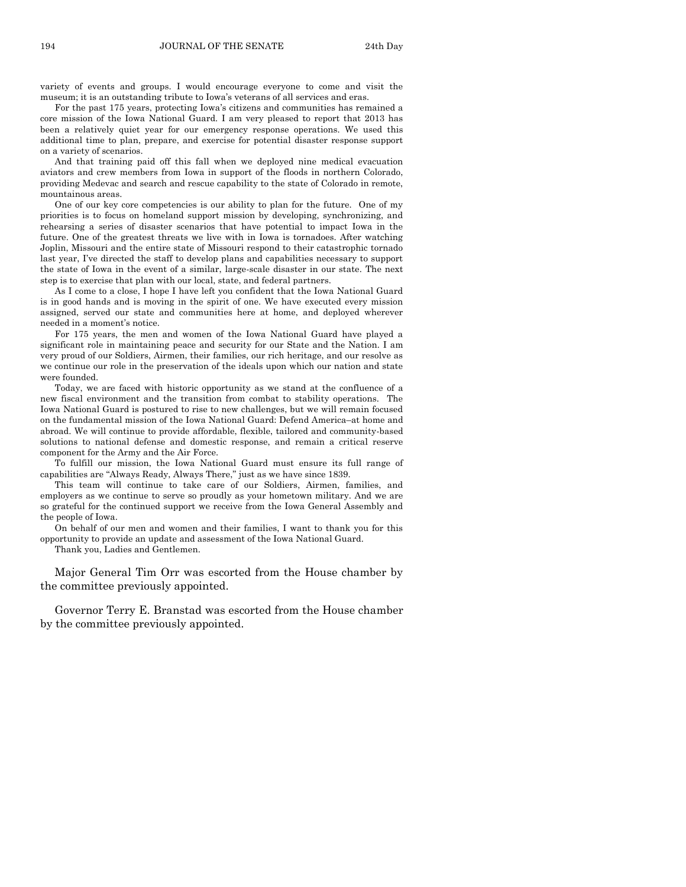variety of events and groups. I would encourage everyone to come and visit the museum; it is an outstanding tribute to Iowa's veterans of all services and eras.

For the past 175 years, protecting Iowa's citizens and communities has remained a core mission of the Iowa National Guard. I am very pleased to report that 2013 has been a relatively quiet year for our emergency response operations. We used this additional time to plan, prepare, and exercise for potential disaster response support on a variety of scenarios.

And that training paid off this fall when we deployed nine medical evacuation aviators and crew members from Iowa in support of the floods in northern Colorado, providing Medevac and search and rescue capability to the state of Colorado in remote, mountainous areas.

One of our key core competencies is our ability to plan for the future. One of my priorities is to focus on homeland support mission by developing, synchronizing, and rehearsing a series of disaster scenarios that have potential to impact Iowa in the future. One of the greatest threats we live with in Iowa is tornadoes. After watching Joplin, Missouri and the entire state of Missouri respond to their catastrophic tornado last year, I've directed the staff to develop plans and capabilities necessary to support the state of Iowa in the event of a similar, large-scale disaster in our state. The next step is to exercise that plan with our local, state, and federal partners.

As I come to a close, I hope I have left you confident that the Iowa National Guard is in good hands and is moving in the spirit of one. We have executed every mission assigned, served our state and communities here at home, and deployed wherever needed in a moment's notice.

For 175 years, the men and women of the Iowa National Guard have played a significant role in maintaining peace and security for our State and the Nation. I am very proud of our Soldiers, Airmen, their families, our rich heritage, and our resolve as we continue our role in the preservation of the ideals upon which our nation and state were founded.

Today, we are faced with historic opportunity as we stand at the confluence of a new fiscal environment and the transition from combat to stability operations. The Iowa National Guard is postured to rise to new challenges, but we will remain focused on the fundamental mission of the Iowa National Guard: Defend America–at home and abroad. We will continue to provide affordable, flexible, tailored and community-based solutions to national defense and domestic response, and remain a critical reserve component for the Army and the Air Force.

To fulfill our mission, the Iowa National Guard must ensure its full range of capabilities are "Always Ready, Always There," just as we have since 1839.

This team will continue to take care of our Soldiers, Airmen, families, and employers as we continue to serve so proudly as your hometown military. And we are so grateful for the continued support we receive from the Iowa General Assembly and the people of Iowa.

On behalf of our men and women and their families, I want to thank you for this opportunity to provide an update and assessment of the Iowa National Guard.

Thank you, Ladies and Gentlemen.

Major General Tim Orr was escorted from the House chamber by the committee previously appointed.

Governor Terry E. Branstad was escorted from the House chamber by the committee previously appointed.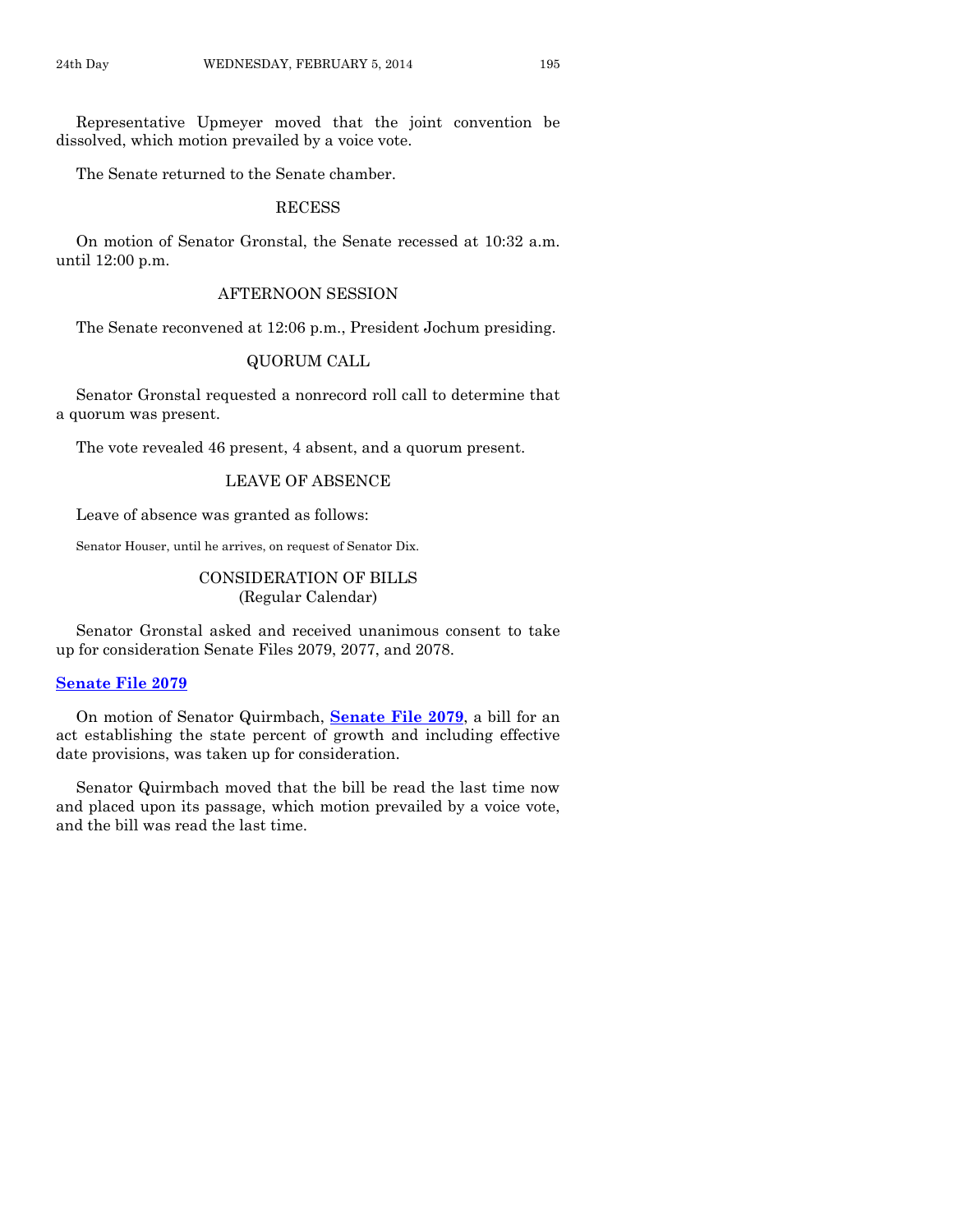Representative Upmeyer moved that the joint convention be dissolved, which motion prevailed by a voice vote.

The Senate returned to the Senate chamber.

## RECESS

On motion of Senator Gronstal, the Senate recessed at 10:32 a.m. until 12:00 p.m.

## AFTERNOON SESSION

The Senate reconvened at 12:06 p.m., President Jochum presiding.

## QUORUM CALL

Senator Gronstal requested a nonrecord roll call to determine that a quorum was present.

The vote revealed 46 present, 4 absent, and a quorum present.

## LEAVE OF ABSENCE

Leave of absence was granted as follows:

Senator Houser, until he arrives, on request of Senator Dix.

## CONSIDERATION OF BILLS
(Regular Calendar)

Senator Gronstal asked and received unanimous consent to take up for consideration Senate Files 2079, 2077, and 2078.

**Senate File 2079**

On motion of Senator Quirmbach, **Senate File 2079**, a bill for an act establishing the state percent of growth and including effective date provisions, was taken up for consideration.

Senator Quirmbach moved that the bill be read the last time now and placed upon its passage, which motion prevailed by a voice vote, and the bill was read the last time.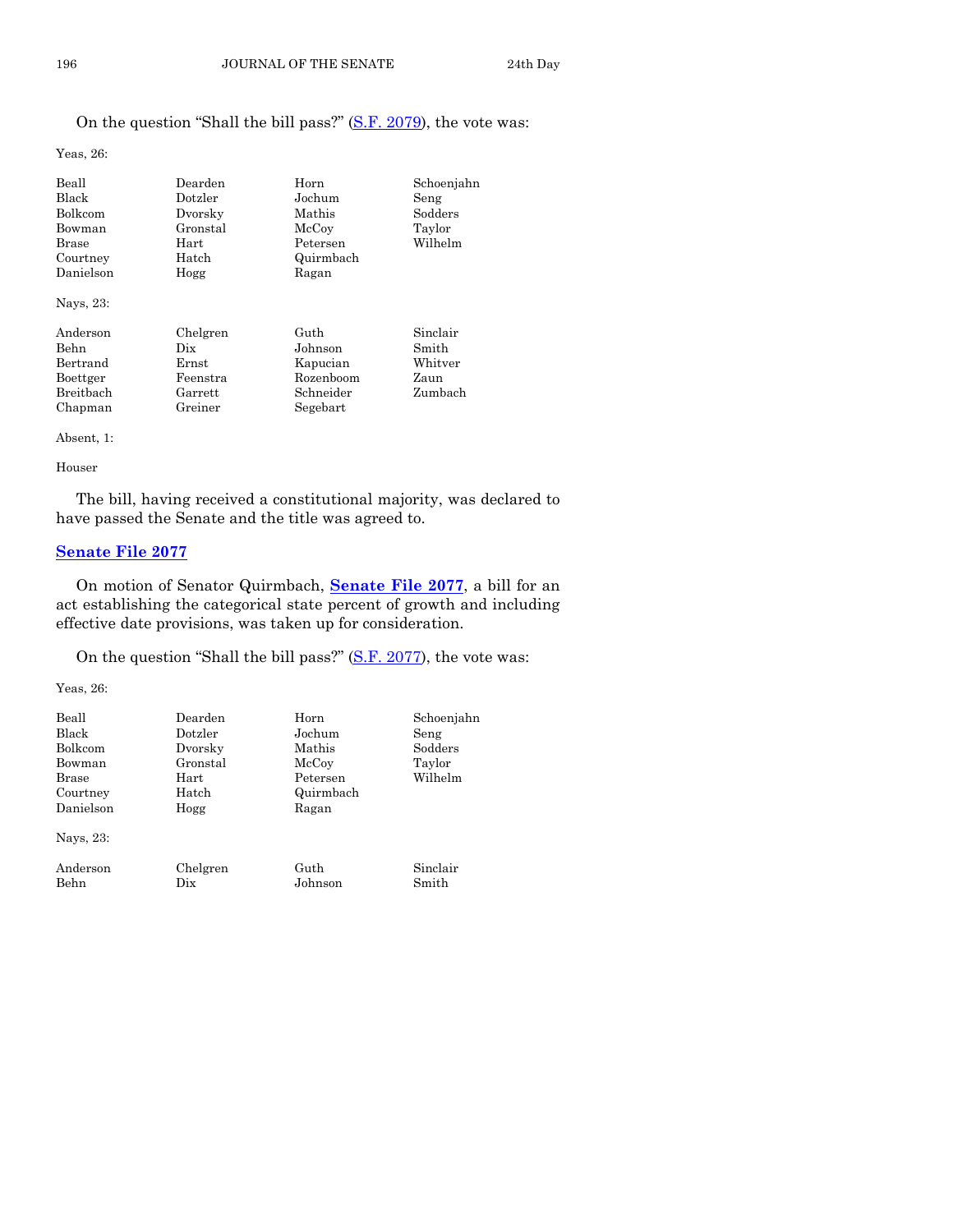On the question "Shall the bill pass?" (S.F. 2079), the vote was:

Yeas, 26:

| | | | |
|---|---|---|---|
| Beall | Dearden | Horn | Schoenjahn |
| Black | Dotzler | Jochum | Seng |
| Bolkcom | Dvorsky | Mathis | Sodders |
| Bowman | Gronstal | McCoy | Taylor |
| Brase | Hart | Petersen | Wilhelm |
| Courtney | Hatch | Quirmbach | |
| Danielson | Hogg | Ragan | |

Nays, 23:

| | | | |
|---|---|---|---|
| Anderson | Chelgren | Guth | Sinclair |
| Behn | Dix | Johnson | Smith |
| Bertrand | Ernst | Kapucian | Whitver |
| Boettger | Feenstra | Rozenboom | Zaun |
| Breitbach | Garrett | Schneider | Zumbach |
| Chapman | Greiner | Segebart | |

Absent, 1:

Houser

The bill, having received a constitutional majority, was declared to have passed the Senate and the title was agreed to.

## Senate File 2077

On motion of Senator Quirmbach, **Senate File 2077**, a bill for an act establishing the categorical state percent of growth and including effective date provisions, was taken up for consideration.

On the question "Shall the bill pass?" (S.F. 2077), the vote was:

Yeas, 26:

| | | | |
|---|---|---|---|
| Beall | Dearden | Horn | Schoenjahn |
| Black | Dotzler | Jochum | Seng |
| Bolkcom | Dvorsky | Mathis | Sodders |
| Bowman | Gronstal | McCoy | Taylor |
| Brase | Hart | Petersen | Wilhelm |
| Courtney | Hatch | Quirmbach | |
| Danielson | Hogg | Ragan | |

Nays, 23:

| | | | |
|---|---|---|---|
| Anderson | Chelgren | Guth | Sinclair |
| Behn | Dix | Johnson | Smith |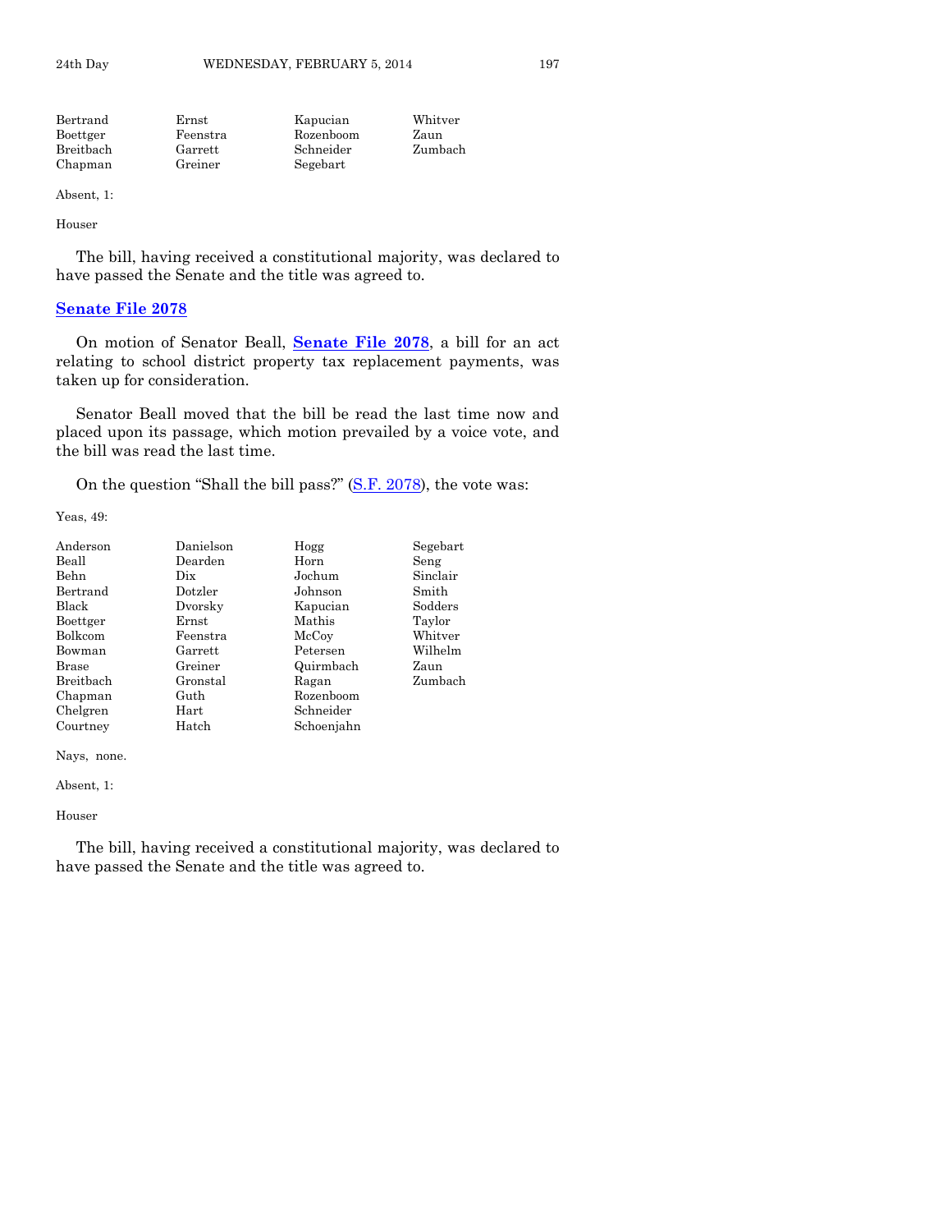| | | | |
|---|---|---|---|
| Bertrand | Ernst | Kapucian | Whitver |
| Boettger | Feenstra | Rozenboom | Zaun |
| Breitbach | Garrett | Schneider | Zumbach |
| Chapman | Greiner | Segebart | |

Absent, 1:

Houser

The bill, having received a constitutional majority, was declared to have passed the Senate and the title was agreed to.

## Senate File 2078

On motion of Senator Beall, **Senate File 2078**, a bill for an act relating to school district property tax replacement payments, was taken up for consideration.

Senator Beall moved that the bill be read the last time now and placed upon its passage, which motion prevailed by a voice vote, and the bill was read the last time.

On the question "Shall the bill pass?" (S.F. 2078), the vote was:

Yeas, 49:

| | | | |
|---|---|---|---|
| Anderson | Danielson | Hogg | Segebart |
| Beall | Dearden | Horn | Seng |
| Behn | Dix | Jochum | Sinclair |
| Bertrand | Dotzler | Johnson | Smith |
| Black | Dvorsky | Kapucian | Sodders |
| Boettger | Ernst | Mathis | Taylor |
| Bolkcom | Feenstra | McCoy | Whitver |
| Bowman | Garrett | Petersen | Wilhelm |
| Brase | Greiner | Quirmbach | Zaun |
| Breitbach | Gronstal | Ragan | Zumbach |
| Chapman | Guth | Rozenboom | |
| Chelgren | Hart | Schneider | |
| Courtney | Hatch | Schoenjahn | |

Nays, none.

Absent, 1:

Houser

The bill, having received a constitutional majority, was declared to have passed the Senate and the title was agreed to.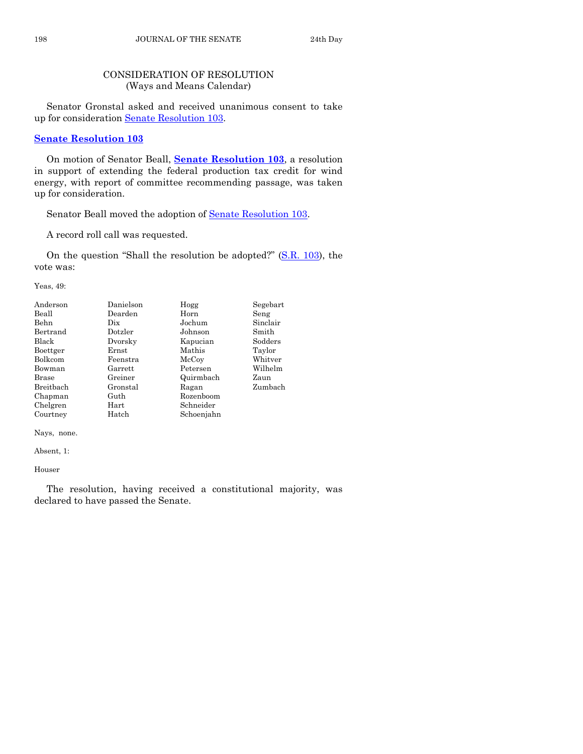## CONSIDERATION OF RESOLUTION
(Ways and Means Calendar)

Senator Gronstal asked and received unanimous consent to take up for consideration Senate Resolution 103.

### Senate Resolution 103

On motion of Senator Beall, **Senate Resolution 103**, a resolution in support of extending the federal production tax credit for wind energy, with report of committee recommending passage, was taken up for consideration.

Senator Beall moved the adoption of Senate Resolution 103.

A record roll call was requested.

On the question "Shall the resolution be adopted?" (S.R. 103), the vote was:

Yeas, 49:

| | | | |
|---|---|---|---|
| Anderson | Danielson | Hogg | Segebart |
| Beall | Dearden | Horn | Seng |
| Behn | Dix | Jochum | Sinclair |
| Bertrand | Dotzler | Johnson | Smith |
| Black | Dvorsky | Kapucian | Sodders |
| Boettger | Ernst | Mathis | Taylor |
| Bolkcom | Feenstra | McCoy | Whitver |
| Bowman | Garrett | Petersen | Wilhelm |
| Brase | Greiner | Quirmbach | Zaun |
| Breitbach | Gronstal | Ragan | Zumbach |
| Chapman | Guth | Rozenboom | |
| Chelgren | Hart | Schneider | |
| Courtney | Hatch | Schoenjahn | |

Nays, none.

Absent, 1:

Houser

The resolution, having received a constitutional majority, was declared to have passed the Senate.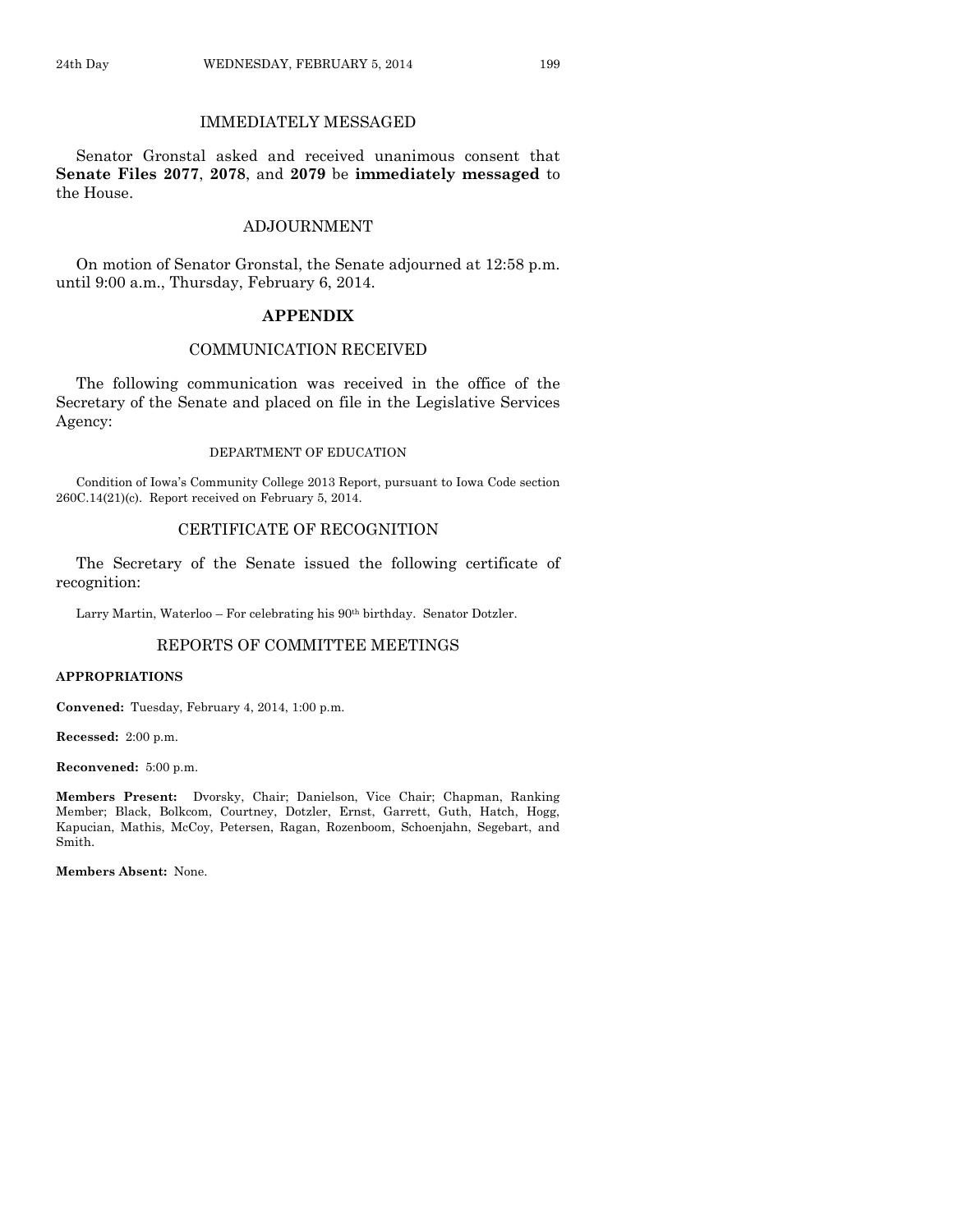## IMMEDIATELY MESSAGED

Senator Gronstal asked and received unanimous consent that **Senate Files 2077**, **2078**, and **2079** be **immediately messaged** to the House.

## ADJOURNMENT

On motion of Senator Gronstal, the Senate adjourned at 12:58 p.m. until 9:00 a.m., Thursday, February 6, 2014.

## APPENDIX

## COMMUNICATION RECEIVED

The following communication was received in the office of the Secretary of the Senate and placed on file in the Legislative Services Agency:

DEPARTMENT OF EDUCATION

Condition of Iowa's Community College 2013 Report, pursuant to Iowa Code section 260C.14(21)(c). Report received on February 5, 2014.

## CERTIFICATE OF RECOGNITION

The Secretary of the Senate issued the following certificate of recognition:

Larry Martin, Waterloo – For celebrating his 90th birthday. Senator Dotzler.

## REPORTS OF COMMITTEE MEETINGS

**APPROPRIATIONS**

**Convened:** Tuesday, February 4, 2014, 1:00 p.m.

**Recessed:** 2:00 p.m.

**Reconvened:** 5:00 p.m.

**Members Present:** Dvorsky, Chair; Danielson, Vice Chair; Chapman, Ranking Member; Black, Bolkcom, Courtney, Dotzler, Ernst, Garrett, Guth, Hatch, Hogg, Kapucian, Mathis, McCoy, Petersen, Ragan, Rozenboom, Schoenjahn, Segebart, and Smith.

**Members Absent:** None.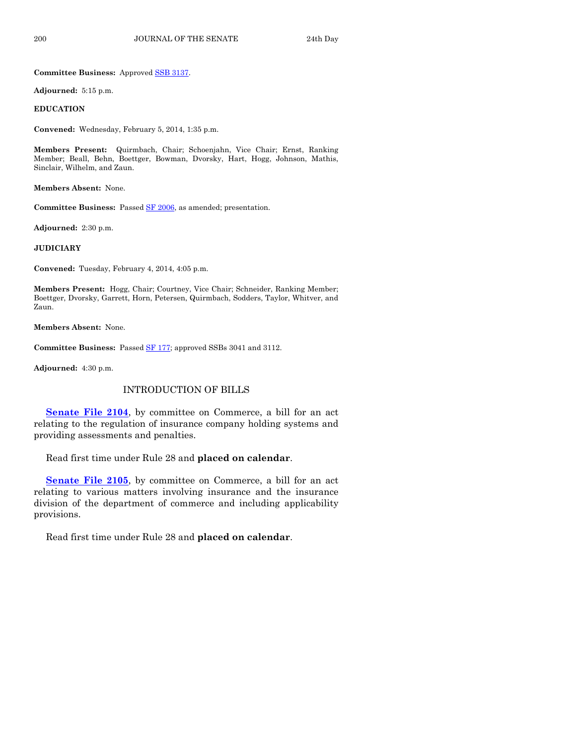**Committee Business:** Approved SSB 3137.

**Adjourned:** 5:15 p.m.

**EDUCATION**

**Convened:** Wednesday, February 5, 2014, 1:35 p.m.

**Members Present:** Quirmbach, Chair; Schoenjahn, Vice Chair; Ernst, Ranking Member; Beall, Behn, Boettger, Bowman, Dvorsky, Hart, Hogg, Johnson, Mathis, Sinclair, Wilhelm, and Zaun.

**Members Absent:** None.

**Committee Business:** Passed SF 2006, as amended; presentation.

**Adjourned:** 2:30 p.m.

**JUDICIARY**

**Convened:** Tuesday, February 4, 2014, 4:05 p.m.

**Members Present:** Hogg, Chair; Courtney, Vice Chair; Schneider, Ranking Member; Boettger, Dvorsky, Garrett, Horn, Petersen, Quirmbach, Sodders, Taylor, Whitver, and Zaun.

**Members Absent:** None.

**Committee Business:** Passed SF 177; approved SSBs 3041 and 3112.

**Adjourned:** 4:30 p.m.

## INTRODUCTION OF BILLS

**Senate File 2104**, by committee on Commerce, a bill for an act relating to the regulation of insurance company holding systems and providing assessments and penalties.

Read first time under Rule 28 and **placed on calendar**.

**Senate File 2105**, by committee on Commerce, a bill for an act relating to various matters involving insurance and the insurance division of the department of commerce and including applicability provisions.

Read first time under Rule 28 and **placed on calendar**.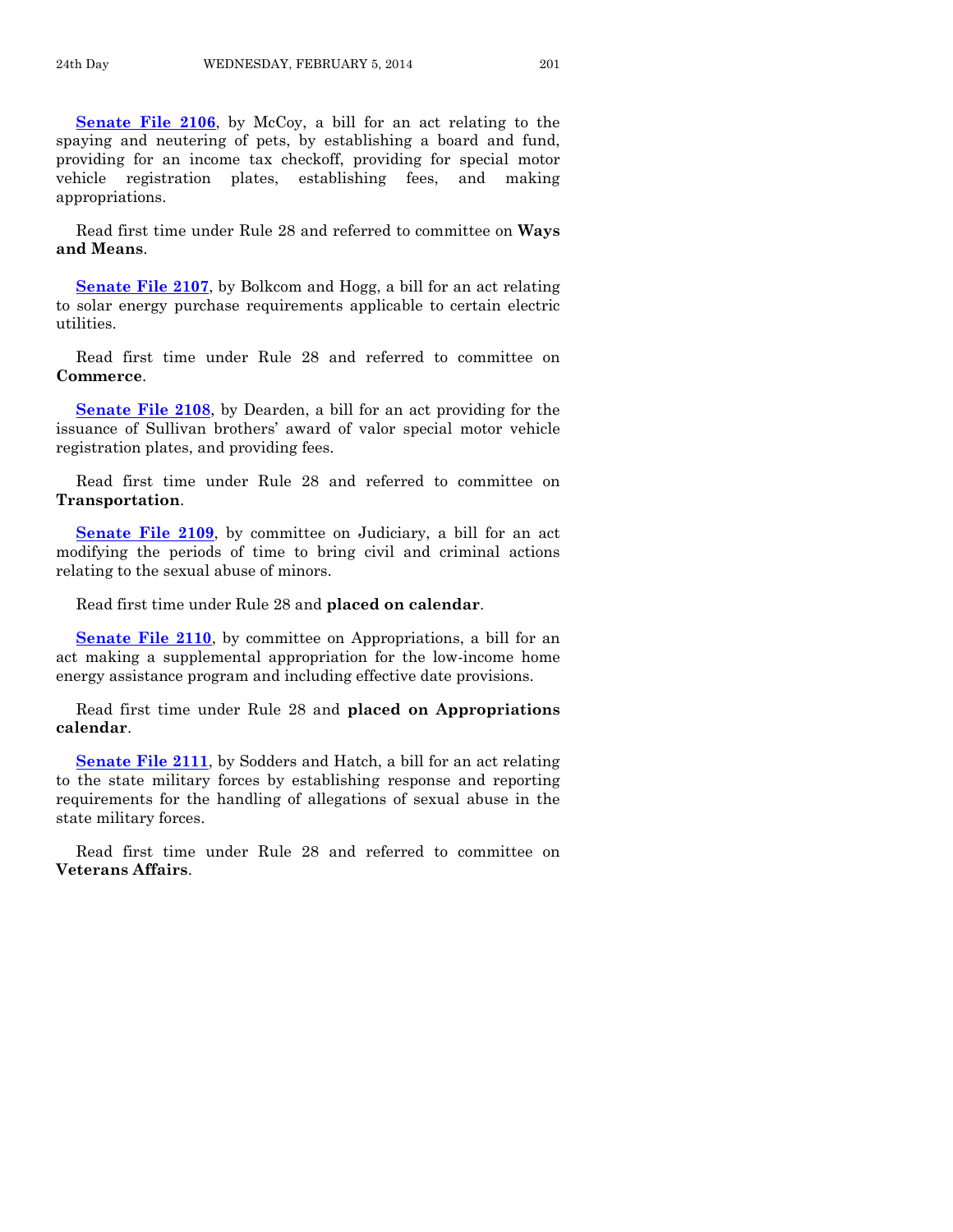**Senate File 2106**, by McCoy, a bill for an act relating to the spaying and neutering of pets, by establishing a board and fund, providing for an income tax checkoff, providing for special motor vehicle registration plates, establishing fees, and making appropriations.

Read first time under Rule 28 and referred to committee on **Ways and Means**.

**Senate File 2107**, by Bolkcom and Hogg, a bill for an act relating to solar energy purchase requirements applicable to certain electric utilities.

Read first time under Rule 28 and referred to committee on **Commerce**.

**Senate File 2108**, by Dearden, a bill for an act providing for the issuance of Sullivan brothers' award of valor special motor vehicle registration plates, and providing fees.

Read first time under Rule 28 and referred to committee on **Transportation**.

**Senate File 2109**, by committee on Judiciary, a bill for an act modifying the periods of time to bring civil and criminal actions relating to the sexual abuse of minors.

Read first time under Rule 28 and **placed on calendar**.

**Senate File 2110**, by committee on Appropriations, a bill for an act making a supplemental appropriation for the low-income home energy assistance program and including effective date provisions.

Read first time under Rule 28 and **placed on Appropriations calendar**.

**Senate File 2111**, by Sodders and Hatch, a bill for an act relating to the state military forces by establishing response and reporting requirements for the handling of allegations of sexual abuse in the state military forces.

Read first time under Rule 28 and referred to committee on **Veterans Affairs**.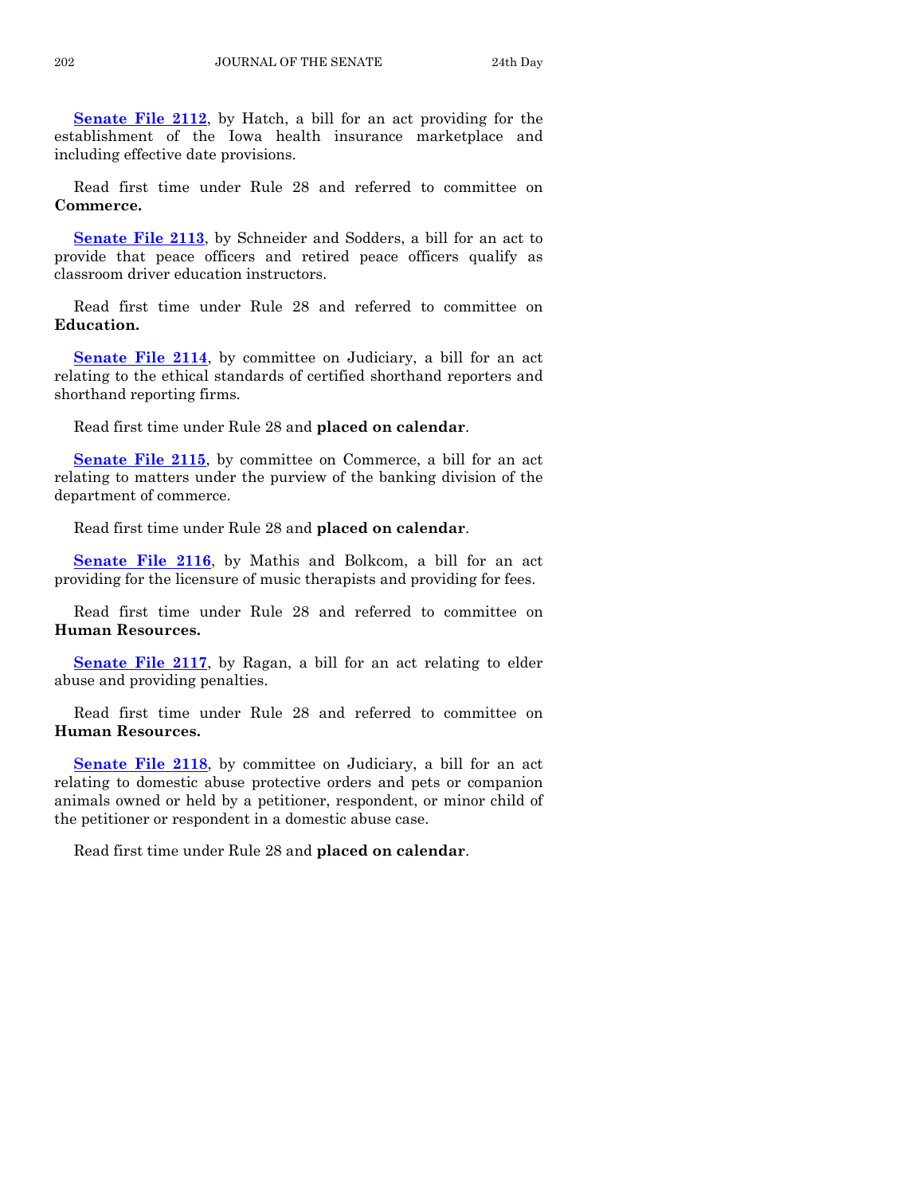**Senate File 2112**, by Hatch, a bill for an act providing for the establishment of the Iowa health insurance marketplace and including effective date provisions.

Read first time under Rule 28 and referred to committee on **Commerce.**

**Senate File 2113**, by Schneider and Sodders, a bill for an act to provide that peace officers and retired peace officers qualify as classroom driver education instructors.

Read first time under Rule 28 and referred to committee on **Education.**

**Senate File 2114**, by committee on Judiciary, a bill for an act relating to the ethical standards of certified shorthand reporters and shorthand reporting firms.

Read first time under Rule 28 and **placed on calendar**.

**Senate File 2115**, by committee on Commerce, a bill for an act relating to matters under the purview of the banking division of the department of commerce.

Read first time under Rule 28 and **placed on calendar**.

**Senate File 2116**, by Mathis and Bolkcom, a bill for an act providing for the licensure of music therapists and providing for fees.

Read first time under Rule 28 and referred to committee on **Human Resources.**

**Senate File 2117**, by Ragan, a bill for an act relating to elder abuse and providing penalties.

Read first time under Rule 28 and referred to committee on **Human Resources.**

**Senate File 2118**, by committee on Judiciary, a bill for an act relating to domestic abuse protective orders and pets or companion animals owned or held by a petitioner, respondent, or minor child of the petitioner or respondent in a domestic abuse case.

Read first time under Rule 28 and **placed on calendar**.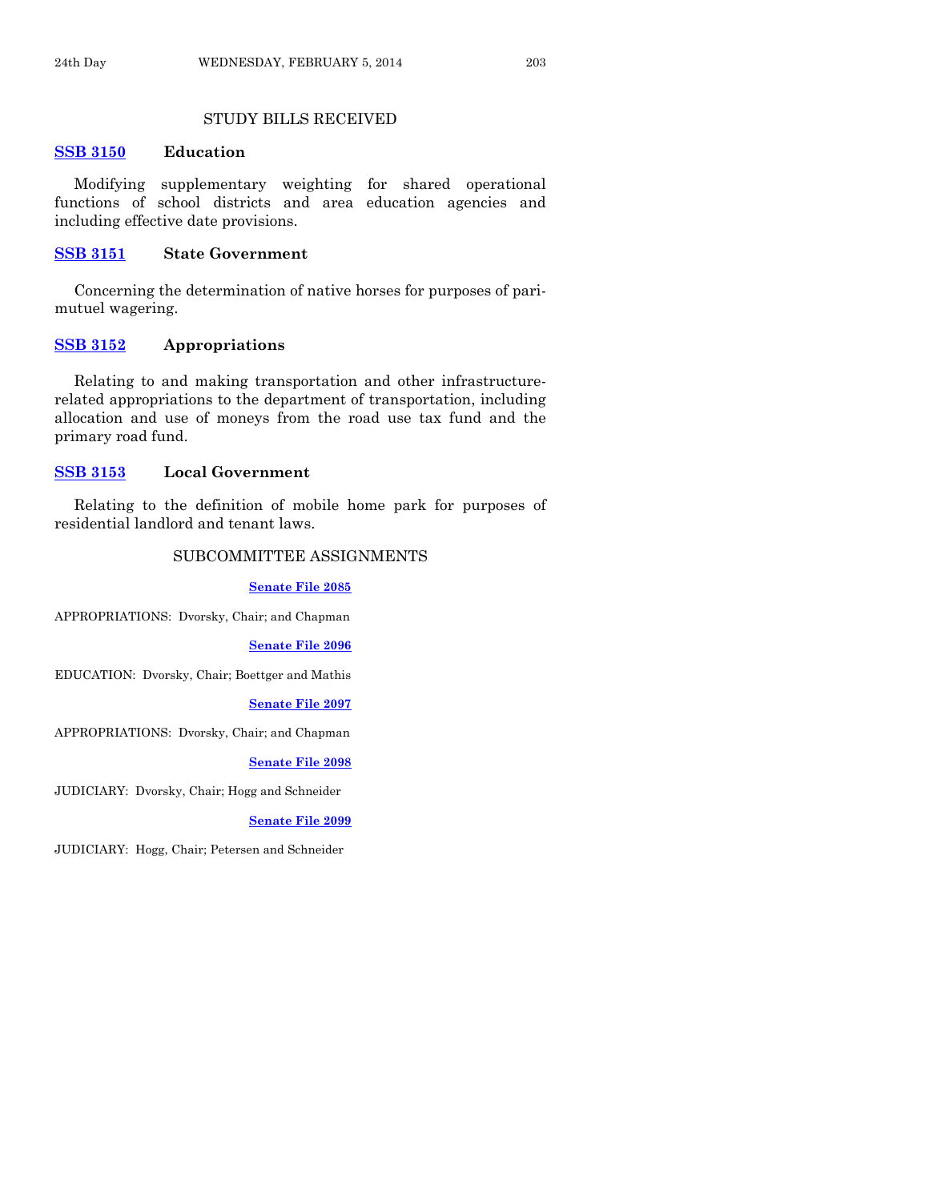## STUDY BILLS RECEIVED

**SSB 3150** **Education**

Modifying supplementary weighting for shared operational functions of school districts and area education agencies and including effective date provisions.

**SSB 3151** **State Government**

Concerning the determination of native horses for purposes of pari-mutuel wagering.

**SSB 3152** **Appropriations**

Relating to and making transportation and other infrastructure-related appropriations to the department of transportation, including allocation and use of moneys from the road use tax fund and the primary road fund.

**SSB 3153** **Local Government**

Relating to the definition of mobile home park for purposes of residential landlord and tenant laws.

## SUBCOMMITTEE ASSIGNMENTS

**Senate File 2085**

APPROPRIATIONS: Dvorsky, Chair; and Chapman

**Senate File 2096**

EDUCATION: Dvorsky, Chair; Boettger and Mathis

**Senate File 2097**

APPROPRIATIONS: Dvorsky, Chair; and Chapman

**Senate File 2098**

JUDICIARY: Dvorsky, Chair; Hogg and Schneider

**Senate File 2099**

JUDICIARY: Hogg, Chair; Petersen and Schneider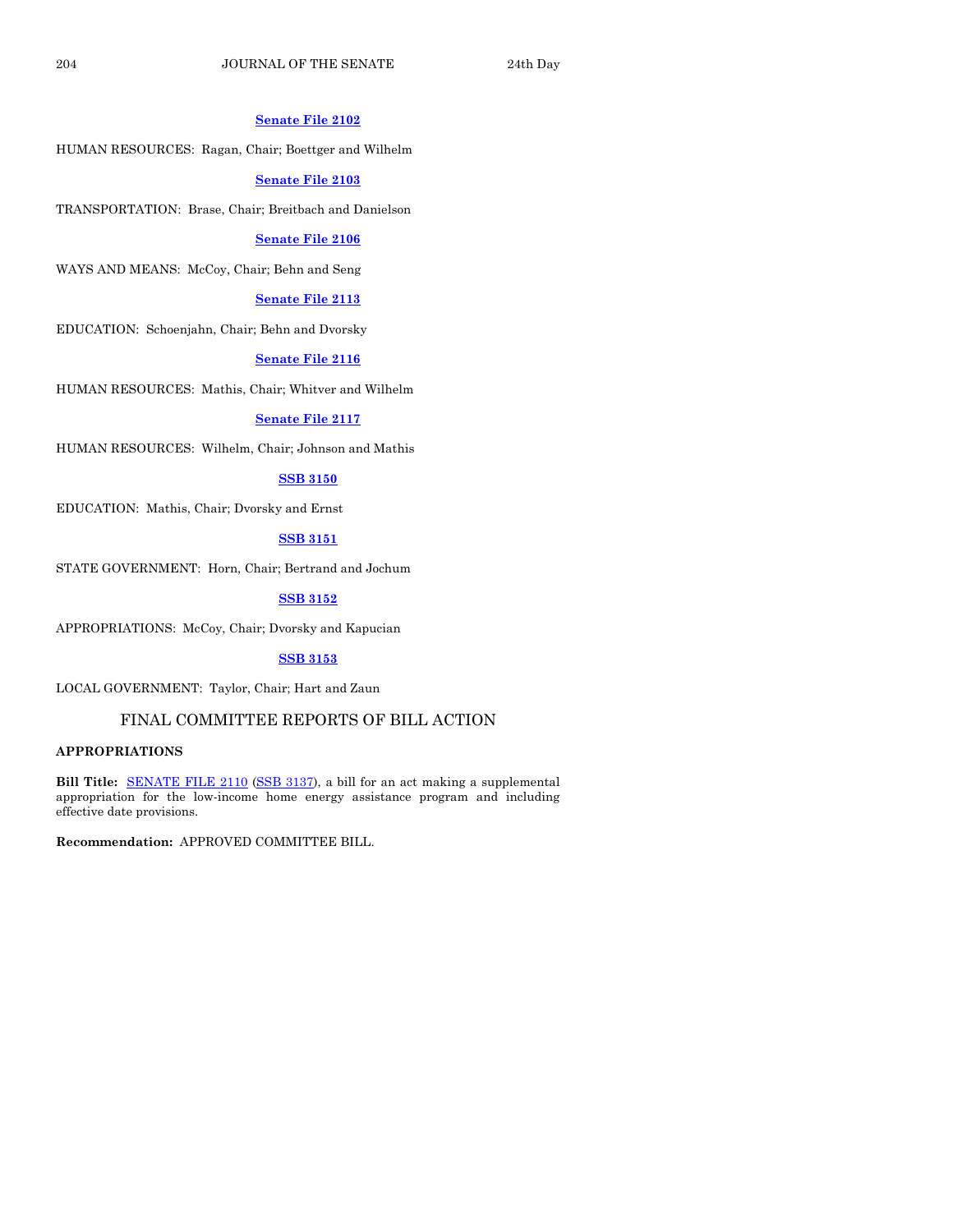**Senate File 2102**

HUMAN RESOURCES: Ragan, Chair; Boettger and Wilhelm

**Senate File 2103**

TRANSPORTATION: Brase, Chair; Breitbach and Danielson

**Senate File 2106**

WAYS AND MEANS: McCoy, Chair; Behn and Seng

**Senate File 2113**

EDUCATION: Schoenjahn, Chair; Behn and Dvorsky

**Senate File 2116**

HUMAN RESOURCES: Mathis, Chair; Whitver and Wilhelm

**Senate File 2117**

HUMAN RESOURCES: Wilhelm, Chair; Johnson and Mathis

**SSB 3150**

EDUCATION: Mathis, Chair; Dvorsky and Ernst

**SSB 3151**

STATE GOVERNMENT: Horn, Chair; Bertrand and Jochum

**SSB 3152**

APPROPRIATIONS: McCoy, Chair; Dvorsky and Kapucian

**SSB 3153**

LOCAL GOVERNMENT: Taylor, Chair; Hart and Zaun

## FINAL COMMITTEE REPORTS OF BILL ACTION

**APPROPRIATIONS**

**Bill Title:** SENATE FILE 2110 (SSB 3137), a bill for an act making a supplemental appropriation for the low-income home energy assistance program and including effective date provisions.

**Recommendation:** APPROVED COMMITTEE BILL.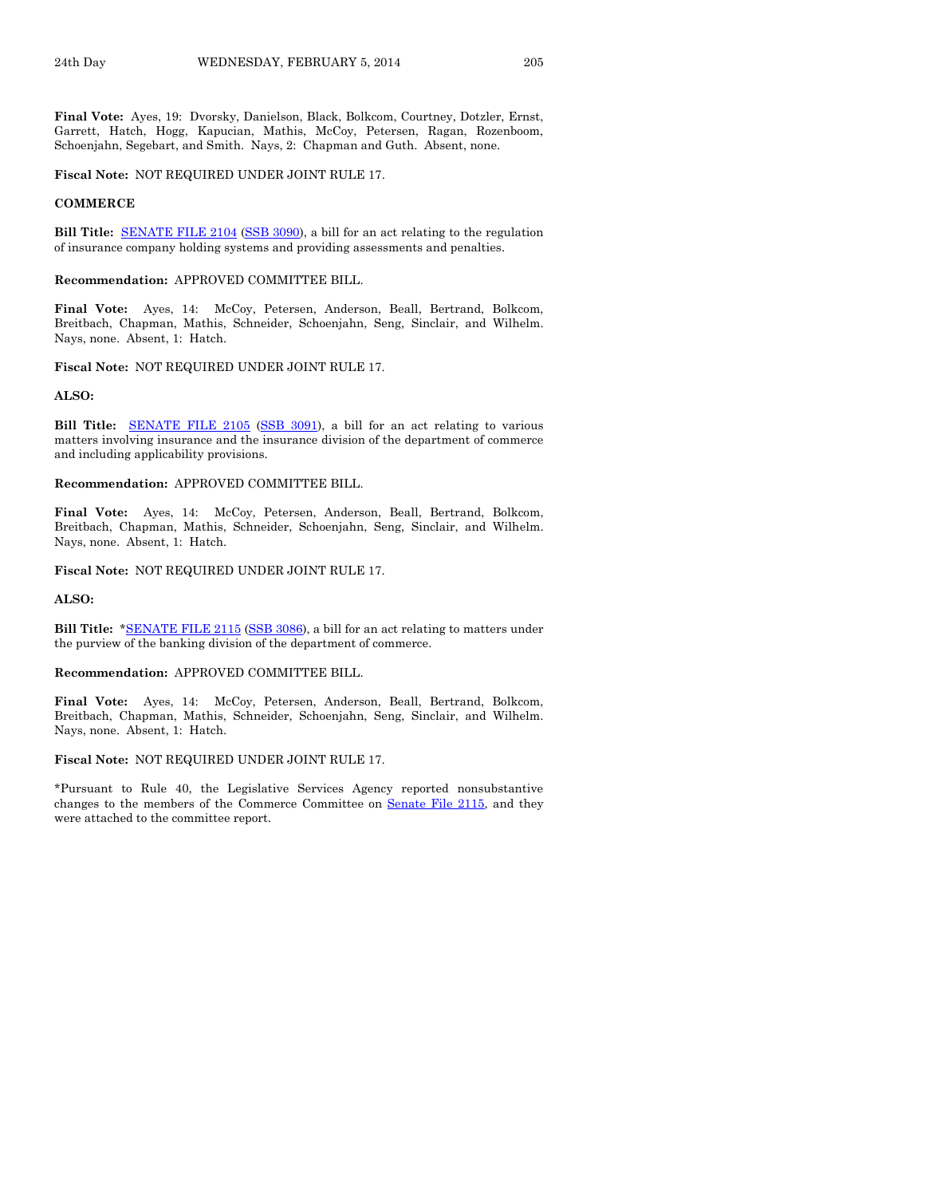**Final Vote:** Ayes, 19: Dvorsky, Danielson, Black, Bolkcom, Courtney, Dotzler, Ernst, Garrett, Hatch, Hogg, Kapucian, Mathis, McCoy, Petersen, Ragan, Rozenboom, Schoenjahn, Segebart, and Smith. Nays, 2: Chapman and Guth. Absent, none.

**Fiscal Note:** NOT REQUIRED UNDER JOINT RULE 17.

**COMMERCE**

**Bill Title:** SENATE FILE 2104 (SSB 3090), a bill for an act relating to the regulation of insurance company holding systems and providing assessments and penalties.

**Recommendation:** APPROVED COMMITTEE BILL.

**Final Vote:** Ayes, 14: McCoy, Petersen, Anderson, Beall, Bertrand, Bolkcom, Breitbach, Chapman, Mathis, Schneider, Schoenjahn, Seng, Sinclair, and Wilhelm. Nays, none. Absent, 1: Hatch.

**Fiscal Note:** NOT REQUIRED UNDER JOINT RULE 17.

**ALSO:**

**Bill Title:** SENATE FILE 2105 (SSB 3091), a bill for an act relating to various matters involving insurance and the insurance division of the department of commerce and including applicability provisions.

**Recommendation:** APPROVED COMMITTEE BILL.

**Final Vote:** Ayes, 14: McCoy, Petersen, Anderson, Beall, Bertrand, Bolkcom, Breitbach, Chapman, Mathis, Schneider, Schoenjahn, Seng, Sinclair, and Wilhelm. Nays, none. Absent, 1: Hatch.

**Fiscal Note:** NOT REQUIRED UNDER JOINT RULE 17.

**ALSO:**

**Bill Title:** *SENATE FILE 2115 (SSB 3086), a bill for an act relating to matters under the purview of the banking division of the department of commerce.

**Recommendation:** APPROVED COMMITTEE BILL.

**Final Vote:** Ayes, 14: McCoy, Petersen, Anderson, Beall, Bertrand, Bolkcom, Breitbach, Chapman, Mathis, Schneider, Schoenjahn, Seng, Sinclair, and Wilhelm. Nays, none. Absent, 1: Hatch.

**Fiscal Note:** NOT REQUIRED UNDER JOINT RULE 17.

*Pursuant to Rule 40, the Legislative Services Agency reported nonsubstantive changes to the members of the Commerce Committee on Senate File 2115, and they were attached to the committee report.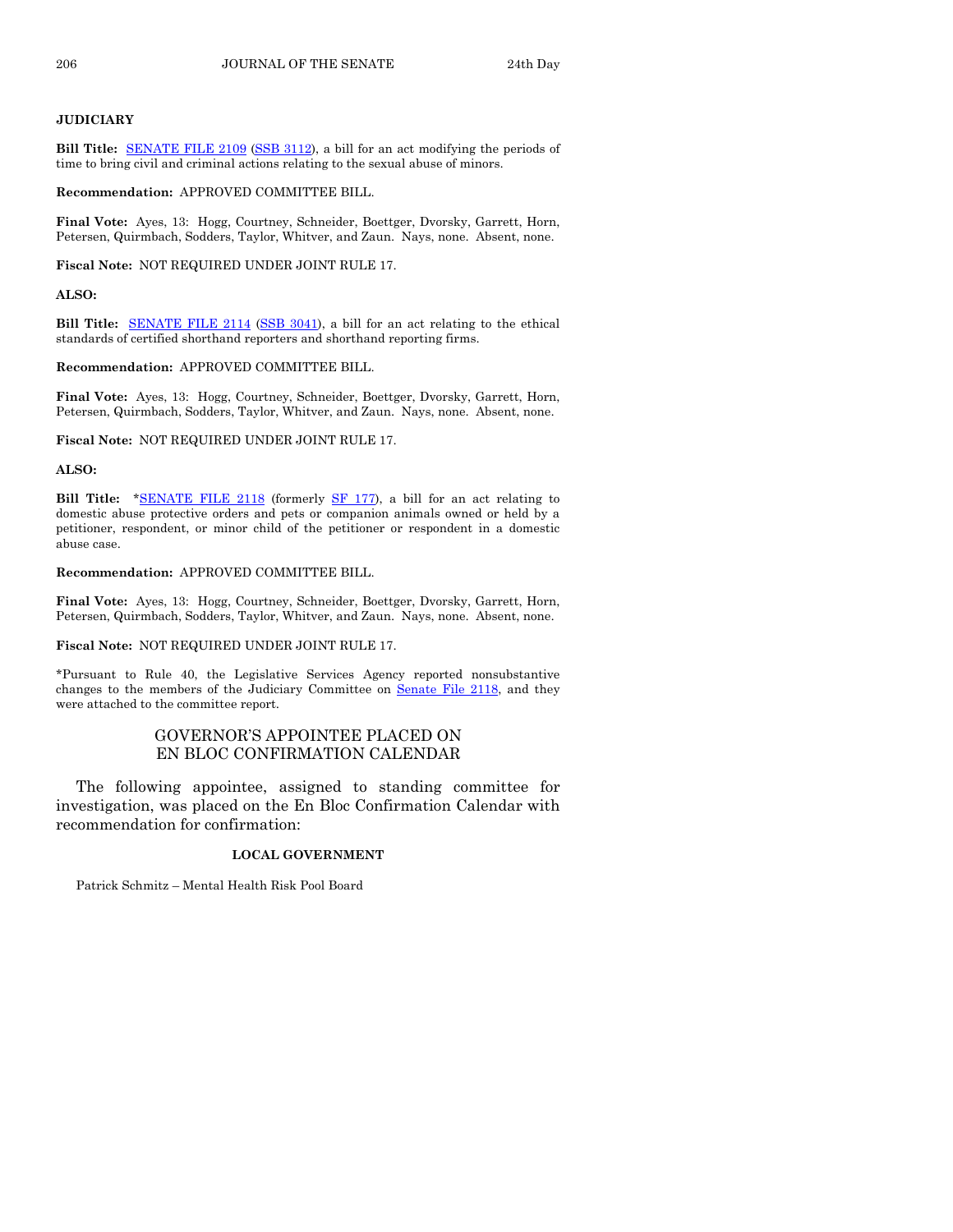**JUDICIARY**

**Bill Title:** SENATE FILE 2109 (SSB 3112), a bill for an act modifying the periods of time to bring civil and criminal actions relating to the sexual abuse of minors.

**Recommendation:** APPROVED COMMITTEE BILL.

**Final Vote:** Ayes, 13: Hogg, Courtney, Schneider, Boettger, Dvorsky, Garrett, Horn, Petersen, Quirmbach, Sodders, Taylor, Whitver, and Zaun. Nays, none. Absent, none.

**Fiscal Note:** NOT REQUIRED UNDER JOINT RULE 17.

**ALSO:**

**Bill Title:** SENATE FILE 2114 (SSB 3041), a bill for an act relating to the ethical standards of certified shorthand reporters and shorthand reporting firms.

**Recommendation:** APPROVED COMMITTEE BILL.

**Final Vote:** Ayes, 13: Hogg, Courtney, Schneider, Boettger, Dvorsky, Garrett, Horn, Petersen, Quirmbach, Sodders, Taylor, Whitver, and Zaun. Nays, none. Absent, none.

**Fiscal Note:** NOT REQUIRED UNDER JOINT RULE 17.

**ALSO:**

**Bill Title:** *SENATE FILE 2118 (formerly SF 177), a bill for an act relating to domestic abuse protective orders and pets or companion animals owned or held by a petitioner, respondent, or minor child of the petitioner or respondent in a domestic abuse case.

**Recommendation:** APPROVED COMMITTEE BILL.

**Final Vote:** Ayes, 13: Hogg, Courtney, Schneider, Boettger, Dvorsky, Garrett, Horn, Petersen, Quirmbach, Sodders, Taylor, Whitver, and Zaun. Nays, none. Absent, none.

**Fiscal Note:** NOT REQUIRED UNDER JOINT RULE 17.

*Pursuant to Rule 40, the Legislative Services Agency reported nonsubstantive changes to the members of the Judiciary Committee on Senate File 2118, and they were attached to the committee report.

## GOVERNOR'S APPOINTEE PLACED ON EN BLOC CONFIRMATION CALENDAR

The following appointee, assigned to standing committee for investigation, was placed on the En Bloc Confirmation Calendar with recommendation for confirmation:

**LOCAL GOVERNMENT**

Patrick Schmitz – Mental Health Risk Pool Board